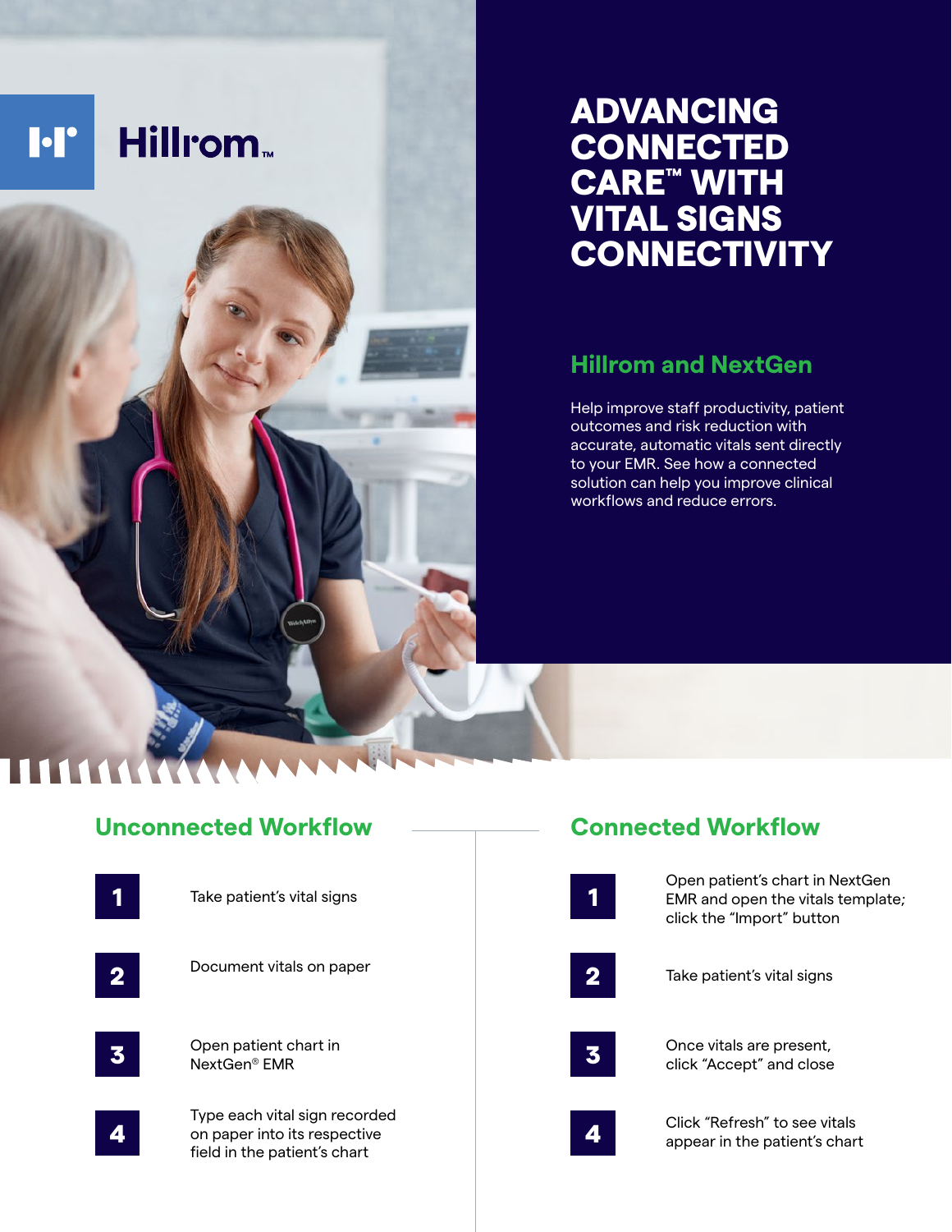Hillrom™

# ADVANCING CONNECTED CARE™ WITH VITAL SIGNS CONNECTIVITY

## Hillrom and NextGen

Help improve staff productivity, patient outcomes and risk reduction with accurate, automatic vitals sent directly to your EMR. See how a connected solution can help you improve clinical workflows and reduce errors.

## Unconnected Workflow

1. Take patient's vital signs
2. Document vitals on paper
3. Open patient chart in NextGen® EMR
4. Type each vital sign recorded on paper into its respective field in the patient's chart

## Connected Workflow

1. Open patient's chart in NextGen EMR and open the vitals template; click the "Import" button
2. Take patient's vital signs
3. Once vitals are present, click "Accept" and close
4. Click "Refresh" to see vitals appear in the patient's chart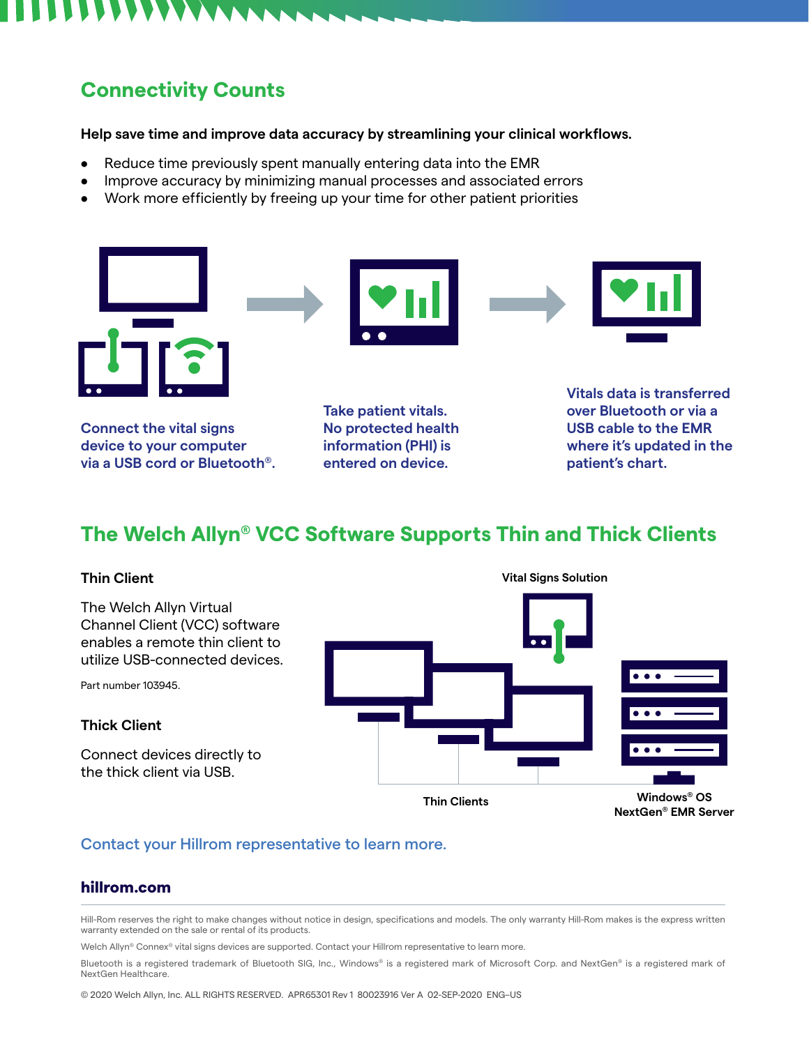## Connectivity Counts

**Help save time and improve data accuracy by streamlining your clinical workflows.**

- Reduce time previously spent manually entering data into the EMR
- Improve accuracy by minimizing manual processes and associated errors
- Work more efficiently by freeing up your time for other patient priorities

**Connect the vital signs device to your computer via a USB cord or Bluetooth®.**

**Take patient vitals. No protected health information (PHI) is entered on device.**

**Vitals data is transferred over Bluetooth or via a USB cable to the EMR where it's updated in the patient's chart.**

## The Welch Allyn® VCC Software Supports Thin and Thick Clients

### Thin Client

The Welch Allyn Virtual Channel Client (VCC) software enables a remote thin client to utilize USB-connected devices.

Part number 103945.

### Thick Client

Connect devices directly to the thick client via USB.

Vital Signs Solution

Thin Clients

Windows® OS
NextGen® EMR Server

Contact your Hillrom representative to learn more.

**hillrom.com**

Hill-Rom reserves the right to make changes without notice in design, specifications and models. The only warranty Hill-Rom makes is the express written warranty extended on the sale or rental of its products.

Welch Allyn® Connex® vital signs devices are supported. Contact your Hillrom representative to learn more.

Bluetooth is a registered trademark of Bluetooth SIG, Inc., Windows® is a registered mark of Microsoft Corp. and NextGen® is a registered mark of NextGen Healthcare.

© 2020 Welch Allyn, Inc. ALL RIGHTS RESERVED. APR65301 Rev 1 80023916 Ver A 02-SEP-2020 ENG–US